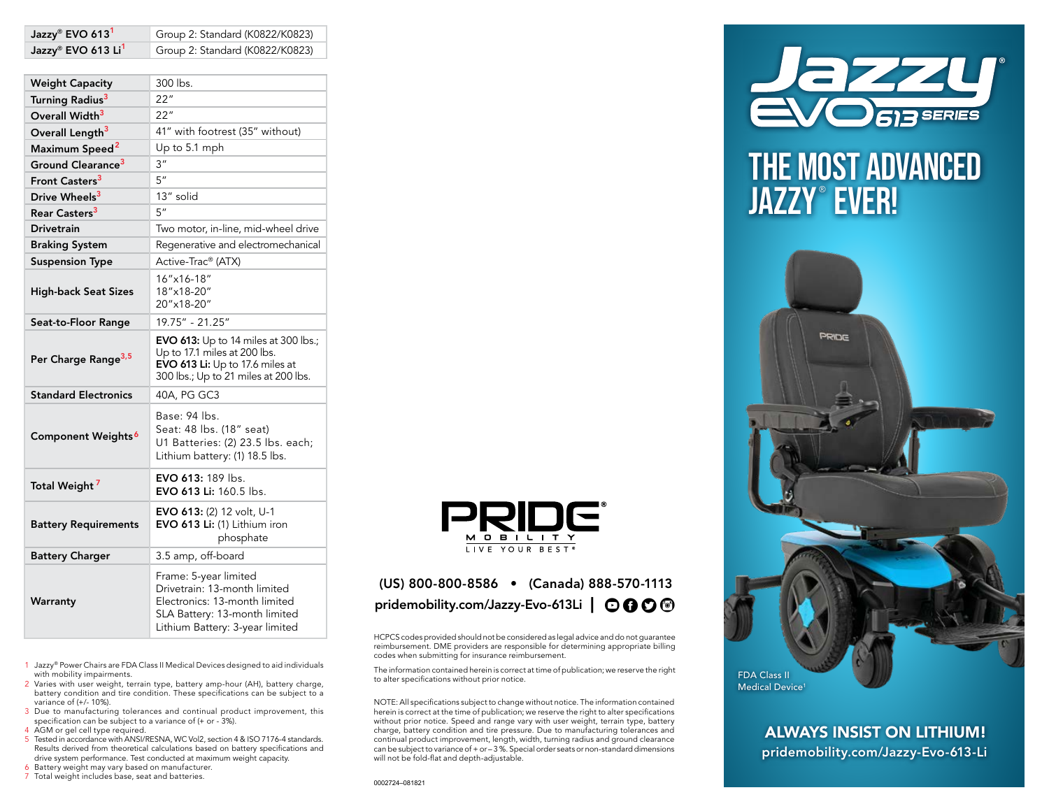| Jazzy® EVO 613[1] | Group 2: Standard (K0822/K0823) |
|---|---|
| Jazzy® EVO 613 Li[1] | Group 2: Standard (K0822/K0823) |

| Specification | Details |
|---|---|
| **Weight Capacity** | 300 lbs. |
| **Turning Radius**[3] | 22″ |
| **Overall Width**[3] | 22″ |
| **Overall Length**[3] | 41″ with footrest (35″ without) |
| **Maximum Speed**[2] | Up to 5.1 mph |
| **Ground Clearance**[3] | 3″ |
| **Front Casters**[3] | 5″ |
| **Drive Wheels**[3] | 13″ solid |
| **Rear Casters**[3] | 5″ |
| **Drivetrain** | Two motor, in-line, mid-wheel drive |
| **Braking System** | Regenerative and electromechanical |
| **Suspension Type** | Active-Trac® (ATX) |
| **High-back Seat Sizes** | 16″x16-18″<br>18″x18-20″<br>20″x18-20″ |
| **Seat-to-Floor Range** | 19.75″ - 21.25″ |
| **Per Charge Range**[3,5] | **EVO 613:** Up to 14 miles at 300 lbs.; Up to 17.1 miles at 200 lbs.<br>**EVO 613 Li:** Up to 17.6 miles at 300 lbs.; Up to 21 miles at 200 lbs. |
| **Standard Electronics** | 40A, PG GC3 |
| **Component Weights**[6] | Base: 94 lbs.<br>Seat: 48 lbs. (18″ seat)<br>U1 Batteries: (2) 23.5 lbs. each;<br>Lithium battery: (1) 18.5 lbs. |
| **Total Weight**[7] | **EVO 613:** 189 lbs.<br>**EVO 613 Li:** 160.5 lbs. |
| **Battery Requirements** | **EVO 613:** (2) 12 volt, U-1<br>**EVO 613 Li:** (1) Lithium iron phosphate |
| **Battery Charger** | 3.5 amp, off-board |
| **Warranty** | Frame: 5-year limited<br>Drivetrain: 13-month limited<br>Electronics: 13-month limited<br>SLA Battery: 13-month limited<br>Lithium Battery: 3-year limited |

1. Jazzy® Power Chairs are FDA Class II Medical Devices designed to aid individuals with mobility impairments.
2. Varies with user weight, terrain type, battery amp-hour (AH), battery charge, battery condition and tire condition. These specifications can be subject to a variance of (+/- 10%).
3. Due to manufacturing tolerances and continual product improvement, this specification can be subject to a variance of (+ or - 3%).
4. AGM or gel cell type required.
5. Tested in accordance with ANSI/RESNA, WC Vol2, section 4 & ISO 7176-4 standards. Results derived from theoretical calculations based on battery specifications and drive system performance. Test conducted at maximum weight capacity.
6. Battery weight may vary based on manufacturer.
7. Total weight includes base, seat and batteries.

PRIDE MOBILITY
LIVE YOUR BEST®

**(US) 800-800-8586 • (Canada) 888-570-1113**

**pridemobility.com/Jazzy-Evo-613Li**

HCPCS codes provided should not be considered as legal advice and do not guarantee reimbursement. DME providers are responsible for determining appropriate billing codes when submitting for insurance reimbursement.

The information contained herein is correct at time of publication; we reserve the right to alter specifications without prior notice.

NOTE: All specifications subject to change without notice. The information contained herein is correct at the time of publication; we reserve the right to alter specifications without prior notice. Speed and range vary with user weight, terrain type, battery charge, battery condition and tire pressure. Due to manufacturing tolerances and continual product improvement, length, width, turning radius and ground clearance can be subject to variance of + or – 3 %. Special order seats or non-standard dimensions will not be fold-flat and depth-adjustable.

0002724–081821

# Jazzy® EVO 613 SERIES

# THE MOST ADVANCED JAZZY® EVER!

FDA Class II Medical Device[1]

**ALWAYS INSIST ON LITHIUM!**

**pridemobility.com/Jazzy-Evo-613-Li**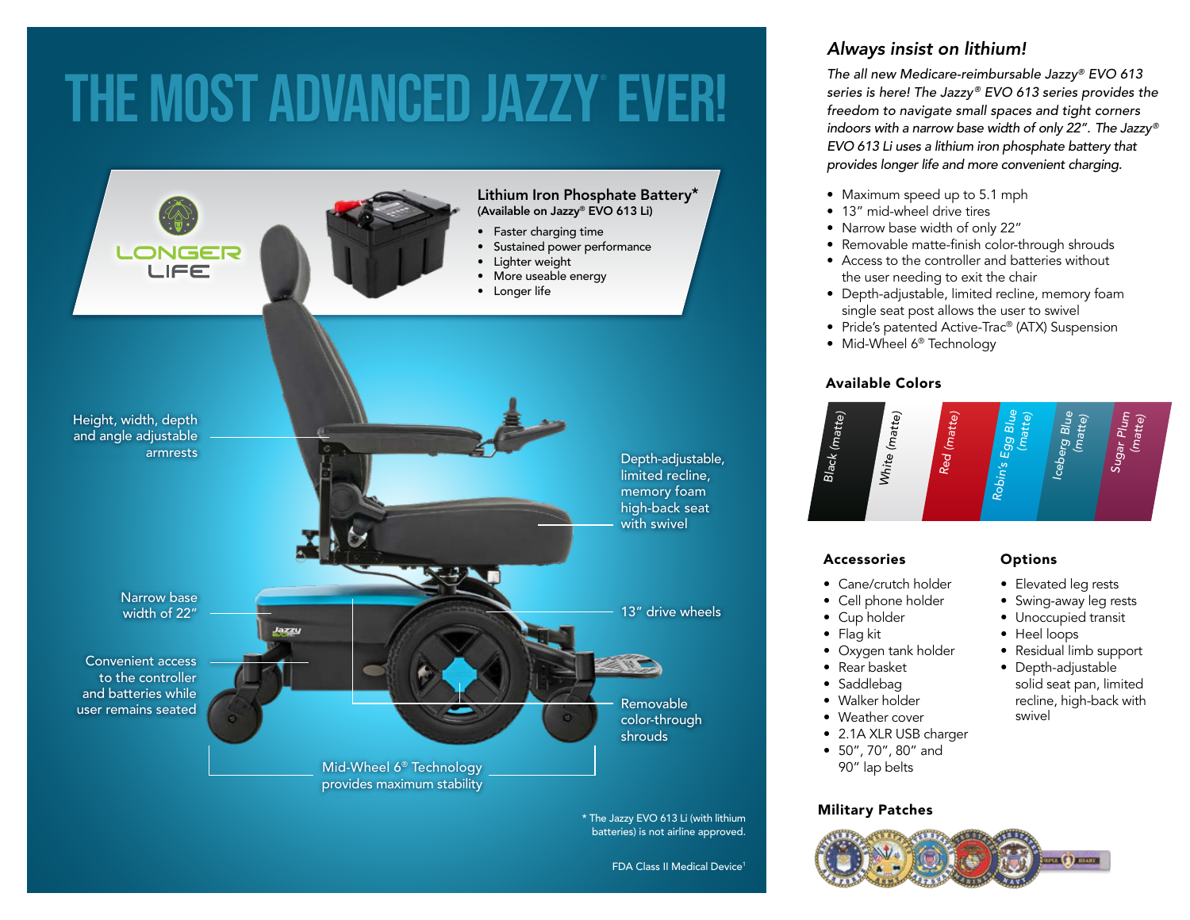# THE MOST ADVANCED JAZZY® EVER!

LONGER LIFE

**Lithium Iron Phosphate Battery***
**(Available on Jazzy® EVO 613 Li)**

- Faster charging time
- Sustained power performance
- Lighter weight
- More useable energy
- Longer life

Height, width, depth and angle adjustable armrests

Depth-adjustable, limited recline, memory foam high-back seat with swivel

Narrow base width of 22"

13" drive wheels

Convenient access to the controller and batteries while user remains seated

Removable color-through shrouds

Mid-Wheel 6® Technology provides maximum stability

\* The Jazzy EVO 613 Li (with lithium batteries) is not airline approved.

FDA Class II Medical Device[1]

## *Always insist on lithium!*

*The all new Medicare-reimbursable Jazzy® EVO 613 series is here! The Jazzy® EVO 613 series provides the freedom to navigate small spaces and tight corners indoors with a narrow base width of only 22". The Jazzy® EVO 613 Li uses a lithium iron phosphate battery that provides longer life and more convenient charging.*

- Maximum speed up to 5.1 mph
- 13" mid-wheel drive tires
- Narrow base width of only 22"
- Removable matte-finish color-through shrouds
- Access to the controller and batteries without the user needing to exit the chair
- Depth-adjustable, limited recline, memory foam single seat post allows the user to swivel
- Pride's patented Active-Trac® (ATX) Suspension
- Mid-Wheel 6® Technology

### Available Colors

Black (matte)
White (matte)
Red (matte)
Robin's Egg Blue (matte)
Iceberg Blue (matte)
Sugar Plum (matte)

### Accessories

- Cane/crutch holder
- Cell phone holder
- Cup holder
- Flag kit
- Oxygen tank holder
- Rear basket
- Saddlebag
- Walker holder
- Weather cover
- 2.1A XLR USB charger
- 50", 70", 80" and 90" lap belts

### Options

- Elevated leg rests
- Swing-away leg rests
- Unoccupied transit
- Heel loops
- Residual limb support
- Depth-adjustable solid seat pan, limited recline, high-back with swivel

### Military Patches